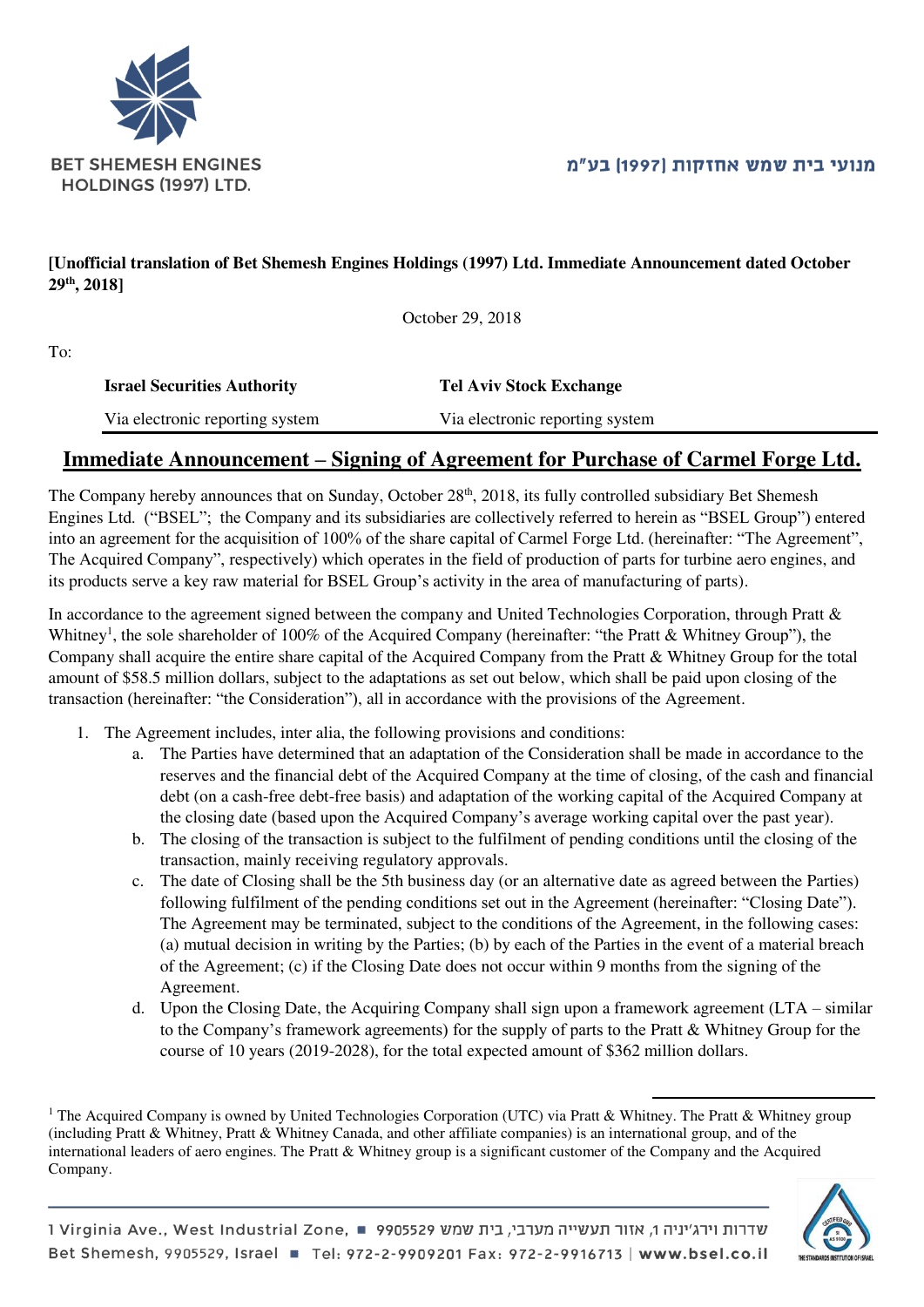BET SHEMESH ENGINES HOLDINGS (1997) LTD.

מנועי בית שמש אחזקות (1997) בע"מ

**[Unofficial translation of Bet Shemesh Engines Holdings (1997) Ltd. Immediate Announcement dated October 29th, 2018]**

October 29, 2018

To:

| **Israel Securities Authority** | **Tel Aviv Stock Exchange** |
|---|---|
| Via electronic reporting system | Via electronic reporting system |

## Immediate Announcement – Signing of Agreement for Purchase of Carmel Forge Ltd.

The Company hereby announces that on Sunday, October 28th, 2018, its fully controlled subsidiary Bet Shemesh Engines Ltd. ("BSEL"; the Company and its subsidiaries are collectively referred to herein as "BSEL Group") entered into an agreement for the acquisition of 100% of the share capital of Carmel Forge Ltd. (hereinafter: "The Agreement", The Acquired Company", respectively) which operates in the field of production of parts for turbine aero engines, and its products serve a key raw material for BSEL Group's activity in the area of manufacturing of parts).

In accordance to the agreement signed between the company and United Technologies Corporation, through Pratt & Whitney[1], the sole shareholder of 100% of the Acquired Company (hereinafter: "the Pratt & Whitney Group"), the Company shall acquire the entire share capital of the Acquired Company from the Pratt & Whitney Group for the total amount of $58.5 million dollars, subject to the adaptations as set out below, which shall be paid upon closing of the transaction (hereinafter: "the Consideration"), all in accordance with the provisions of the Agreement.

1. The Agreement includes, inter alia, the following provisions and conditions:
   a. The Parties have determined that an adaptation of the Consideration shall be made in accordance to the reserves and the financial debt of the Acquired Company at the time of closing, of the cash and financial debt (on a cash-free debt-free basis) and adaptation of the working capital of the Acquired Company at the closing date (based upon the Acquired Company's average working capital over the past year).
   b. The closing of the transaction is subject to the fulfilment of pending conditions until the closing of the transaction, mainly receiving regulatory approvals.
   c. The date of Closing shall be the 5th business day (or an alternative date as agreed between the Parties) following fulfilment of the pending conditions set out in the Agreement (hereinafter: "Closing Date"). The Agreement may be terminated, subject to the conditions of the Agreement, in the following cases: (a) mutual decision in writing by the Parties; (b) by each of the Parties in the event of a material breach of the Agreement; (c) if the Closing Date does not occur within 9 months from the signing of the Agreement.
   d. Upon the Closing Date, the Acquiring Company shall sign upon a framework agreement (LTA – similar to the Company's framework agreements) for the supply of parts to the Pratt & Whitney Group for the course of 10 years (2019-2028), for the total expected amount of $362 million dollars.

[1] The Acquired Company is owned by United Technologies Corporation (UTC) via Pratt & Whitney. The Pratt & Whitney group (including Pratt & Whitney, Pratt & Whitney Canada, and other affiliate companies) is an international group, and of the international leaders of aero engines. The Pratt & Whitney group is a significant customer of the Company and the Acquired Company.

1 Virginia Ave., West Industrial Zone, Bet Shemesh, 9905529, Israel ■ Tel: 972-2-9909201 Fax: 972-2-9916713 | www.bsel.co.il

שדרות וירג'יניה 1, אזור תעשייה מערבי, בית שמש 9905529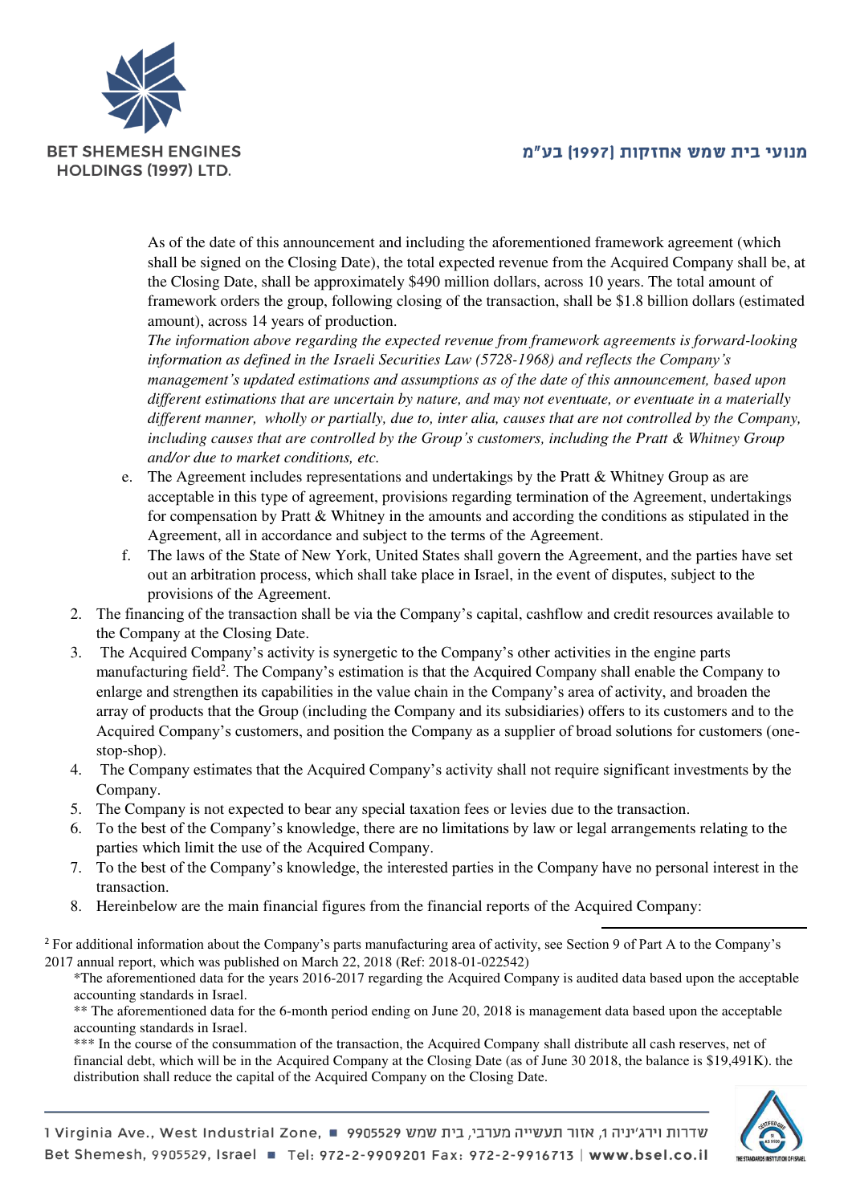As of the date of this announcement and including the aforementioned framework agreement (which shall be signed on the Closing Date), the total expected revenue from the Acquired Company shall be, at the Closing Date, shall be approximately $490 million dollars, across 10 years. The total amount of framework orders the group, following closing of the transaction, shall be $1.8 billion dollars (estimated amount), across 14 years of production.

*The information above regarding the expected revenue from framework agreements is forward-looking information as defined in the Israeli Securities Law (5728-1968) and reflects the Company's management's updated estimations and assumptions as of the date of this announcement, based upon different estimations that are uncertain by nature, and may not eventuate, or eventuate in a materially different manner, wholly or partially, due to, inter alia, causes that are not controlled by the Company, including causes that are controlled by the Group's customers, including the Pratt & Whitney Group and/or due to market conditions, etc.*

e. The Agreement includes representations and undertakings by the Pratt & Whitney Group as are acceptable in this type of agreement, provisions regarding termination of the Agreement, undertakings for compensation by Pratt & Whitney in the amounts and according the conditions as stipulated in the Agreement, all in accordance and subject to the terms of the Agreement.

f. The laws of the State of New York, United States shall govern the Agreement, and the parties have set out an arbitration process, which shall take place in Israel, in the event of disputes, subject to the provisions of the Agreement.

2. The financing of the transaction shall be via the Company's capital, cashflow and credit resources available to the Company at the Closing Date.
3. The Acquired Company's activity is synergetic to the Company's other activities in the engine parts manufacturing field[2]. The Company's estimation is that the Acquired Company shall enable the Company to enlarge and strengthen its capabilities in the value chain in the Company's area of activity, and broaden the array of products that the Group (including the Company and its subsidiaries) offers to its customers and to the Acquired Company's customers, and position the Company as a supplier of broad solutions for customers (one-stop-shop).
4. The Company estimates that the Acquired Company's activity shall not require significant investments by the Company.
5. The Company is not expected to bear any special taxation fees or levies due to the transaction.
6. To the best of the Company's knowledge, there are no limitations by law or legal arrangements relating to the parties which limit the use of the Acquired Company.
7. To the best of the Company's knowledge, the interested parties in the Company have no personal interest in the transaction.
8. Hereinbelow are the main financial figures from the financial reports of the Acquired Company:

---

[2] For additional information about the Company's parts manufacturing area of activity, see Section 9 of Part A to the Company's 2017 annual report, which was published on March 22, 2018 (Ref: 2018-01-022542)

*The aforementioned data for the years 2016-2017 regarding the Acquired Company is audited data based upon the acceptable accounting standards in Israel.

** The aforementioned data for the 6-month period ending on June 20, 2018 is management data based upon the acceptable accounting standards in Israel.

*** In the course of the consummation of the transaction, the Acquired Company shall distribute all cash reserves, net of financial debt, which will be in the Acquired Company at the Closing Date (as of June 30 2018, the balance is $19,491K). the distribution shall reduce the capital of the Acquired Company on the Closing Date.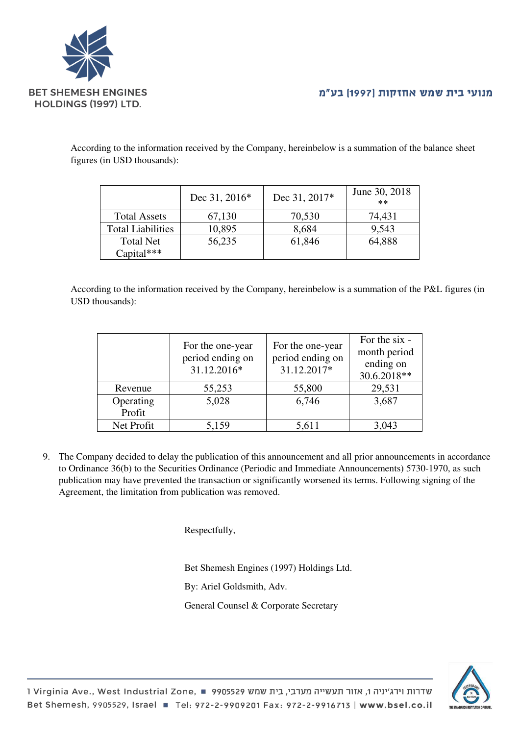According to the information received by the Company, hereinbelow is a summation of the balance sheet figures (in USD thousands):

| | Dec 31, 2016* | Dec 31, 2017* | June 30, 2018 ** |
|---|---|---|---|
| Total Assets | 67,130 | 70,530 | 74,431 |
| Total Liabilities | 10,895 | 8,684 | 9,543 |
| Total Net Capital*** | 56,235 | 61,846 | 64,888 |

According to the information received by the Company, hereinbelow is a summation of the P&L figures (in USD thousands):

| | For the one-year period ending on 31.12.2016* | For the one-year period ending on 31.12.2017* | For the six - month period ending on 30.6.2018** |
|---|---|---|---|
| Revenue | 55,253 | 55,800 | 29,531 |
| Operating Profit | 5,028 | 6,746 | 3,687 |
| Net Profit | 5,159 | 5,611 | 3,043 |

9. The Company decided to delay the publication of this announcement and all prior announcements in accordance to Ordinance 36(b) to the Securities Ordinance (Periodic and Immediate Announcements) 5730-1970, as such publication may have prevented the transaction or significantly worsened its terms. Following signing of the Agreement, the limitation from publication was removed.

Respectfully,

Bet Shemesh Engines (1997) Holdings Ltd.

By: Ariel Goldsmith, Adv.

General Counsel & Corporate Secretary